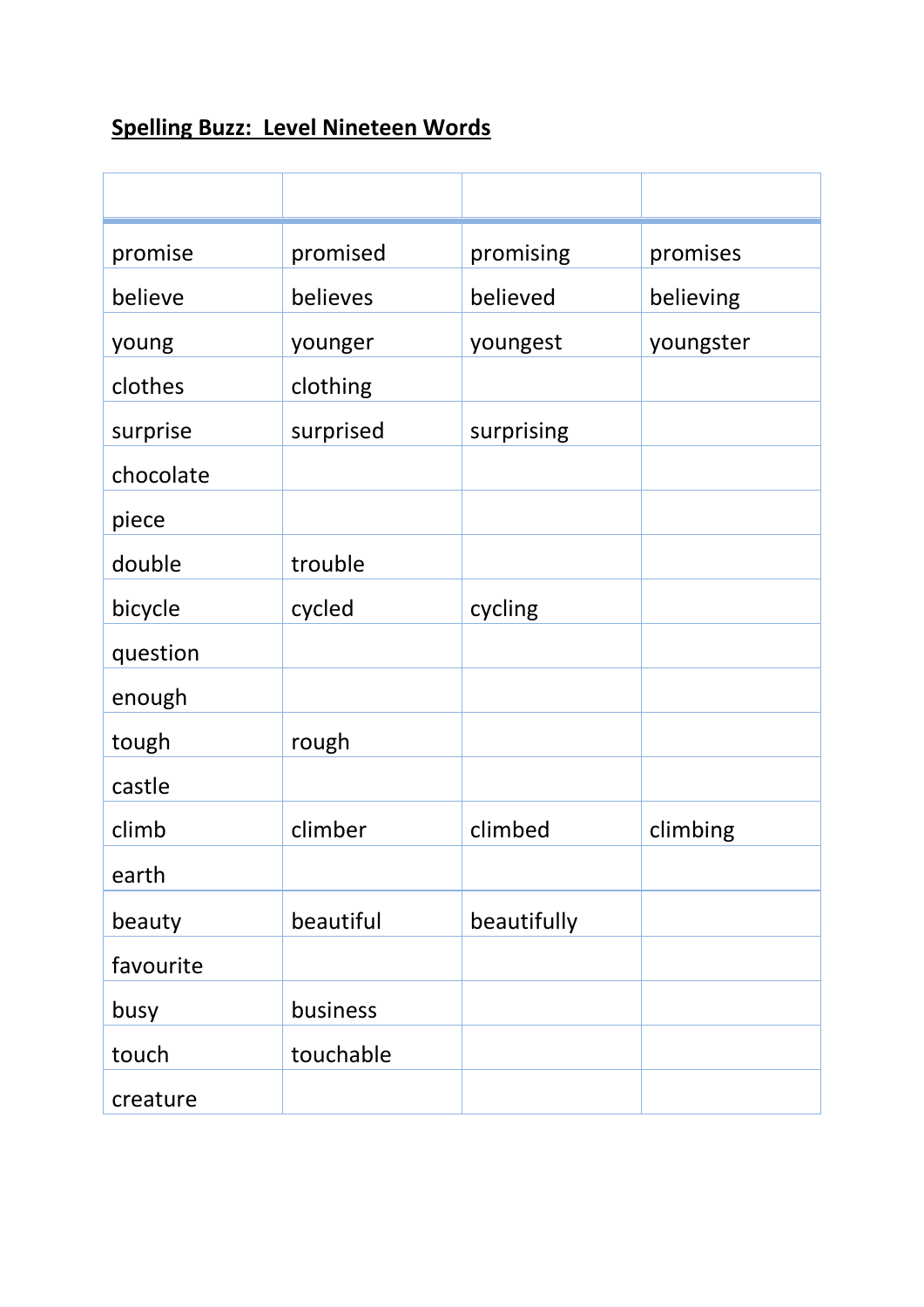**Spelling Buzz:  Level Nineteen Words**

| | | | |
|---|---|---|---|
| promise | promised | promising | promises |
| believe | believes | believed | believing |
| young | younger | youngest | youngster |
| clothes | clothing | | |
| surprise | surprised | surprising | |
| chocolate | | | |
| piece | | | |
| double | trouble | | |
| bicycle | cycled | cycling | |
| question | | | |
| enough | | | |
| tough | rough | | |
| castle | | | |
| climb | climber | climbed | climbing |
| earth | | | |
| beauty | beautiful | beautifully | |
| favourite | | | |
| busy | business | | |
| touch | touchable | | |
| creature | | | |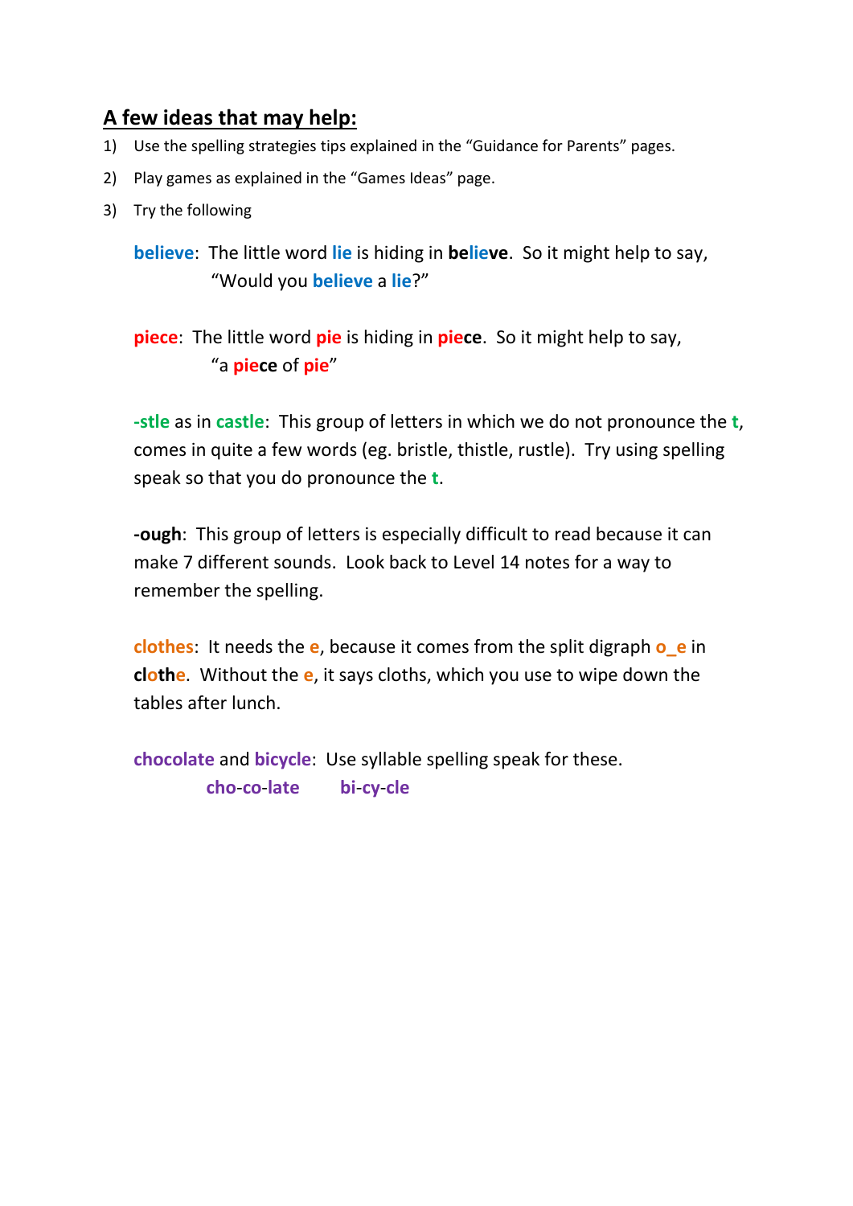## A few ideas that may help:

1) Use the spelling strategies tips explained in the "Guidance for Parents" pages.
2) Play games as explained in the "Games Ideas" page.
3) Try the following

**believe**: The little word **lie** is hiding in **believe**. So it might help to say, "Would you **believe** a **lie**?"

**piece**: The little word **pie** is hiding in **piece**. So it might help to say, "a **piece** of **pie**"

**-stle** as in **castle**: This group of letters in which we do not pronounce the **t**, comes in quite a few words (eg. bristle, thistle, rustle). Try using spelling speak so that you do pronounce the **t**.

**-ough**: This group of letters is especially difficult to read because it can make 7 different sounds. Look back to Level 14 notes for a way to remember the spelling.

**clothes**: It needs the **e**, because it comes from the split digraph **o_e** in **clothe**. Without the **e**, it says cloths, which you use to wipe down the tables after lunch.

**chocolate** and **bicycle**: Use syllable spelling speak for these.

**cho-co-late** **bi-cy-cle**